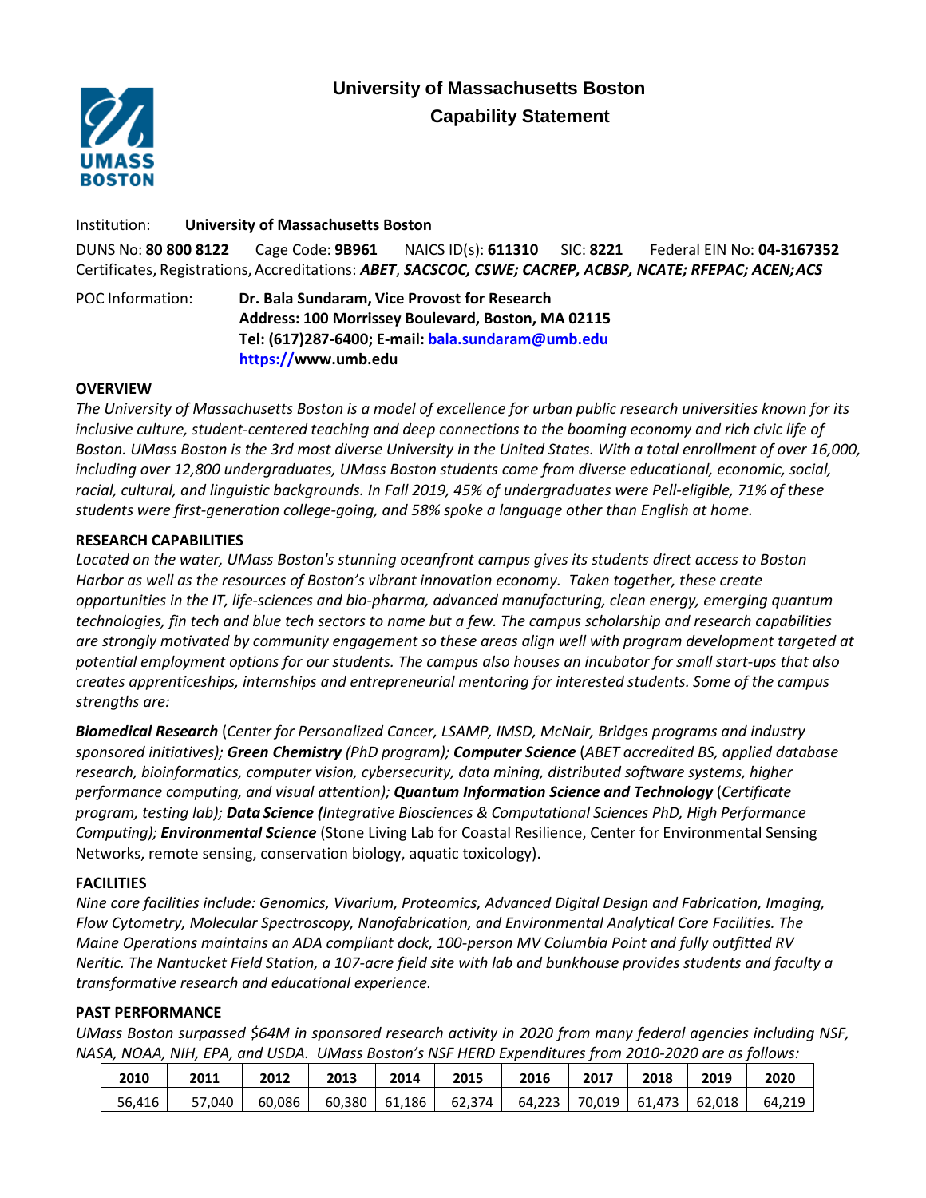# University of Massachusetts Boston
## Capability Statement

Institution: **University of Massachusetts Boston**

DUNS No: **80 800 8122** Cage Code: **9B961** NAICS ID(s): **611310** SIC: **8221** Federal EIN No: **04-3167352**
Certificates, Registrations, Accreditations: ***ABET***, ***SACSCOC, CSWE; CACREP, ACBSP, NCATE; RFEPAC; ACEN;ACS***

POC Information: **Dr. Bala Sundaram, Vice Provost for Research**
**Address: 100 Morrissey Boulevard, Boston, MA 02115**
**Tel: (617)287-6400; E-mail: bala.sundaram@umb.edu**
**https://www.umb.edu**

### OVERVIEW

*The University of Massachusetts Boston is a model of excellence for urban public research universities known for its inclusive culture, student-centered teaching and deep connections to the booming economy and rich civic life of Boston. UMass Boston is the 3rd most diverse University in the United States. With a total enrollment of over 16,000, including over 12,800 undergraduates, UMass Boston students come from diverse educational, economic, social, racial, cultural, and linguistic backgrounds. In Fall 2019, 45% of undergraduates were Pell-eligible, 71% of these students were first-generation college-going, and 58% spoke a language other than English at home.*

### RESEARCH CAPABILITIES

*Located on the water, UMass Boston's stunning oceanfront campus gives its students direct access to Boston Harbor as well as the resources of Boston's vibrant innovation economy. Taken together, these create opportunities in the IT, life-sciences and bio-pharma, advanced manufacturing, clean energy, emerging quantum technologies, fin tech and blue tech sectors to name but a few. The campus scholarship and research capabilities are strongly motivated by community engagement so these areas align well with program development targeted at potential employment options for our students. The campus also houses an incubator for small start-ups that also creates apprenticeships, internships and entrepreneurial mentoring for interested students. Some of the campus strengths are:*

***Biomedical Research*** (*Center for Personalized Cancer, LSAMP, IMSD, McNair, Bridges programs and industry sponsored initiatives);* ***Green Chemistry*** *(PhD program);* ***Computer Science*** (*ABET accredited BS, applied database research, bioinformatics, computer vision, cybersecurity, data mining, distributed software systems, higher performance computing, and visual attention);* ***Quantum Information Science and Technology*** (*Certificate program, testing lab);* ***Data Science (****Integrative Biosciences & Computational Sciences PhD, High Performance Computing);* ***Environmental Science*** (Stone Living Lab for Coastal Resilience, Center for Environmental Sensing Networks, remote sensing, conservation biology, aquatic toxicology).

### FACILITIES

*Nine core facilities include: Genomics, Vivarium, Proteomics, Advanced Digital Design and Fabrication, Imaging, Flow Cytometry, Molecular Spectroscopy, Nanofabrication, and Environmental Analytical Core Facilities. The Maine Operations maintains an ADA compliant dock, 100-person MV Columbia Point and fully outfitted RV Neritic. The Nantucket Field Station, a 107-acre field site with lab and bunkhouse provides students and faculty a transformative research and educational experience.*

### PAST PERFORMANCE

*UMass Boston surpassed $64M in sponsored research activity in 2020 from many federal agencies including NSF, NASA, NOAA, NIH, EPA, and USDA. UMass Boston's NSF HERD Expenditures from 2010-2020 are as follows:*

| 2010 | 2011 | 2012 | 2013 | 2014 | 2015 | 2016 | 2017 | 2018 | 2019 | 2020 |
|---|---|---|---|---|---|---|---|---|---|---|
| 56,416 | 57,040 | 60,086 | 60,380 | 61,186 | 62,374 | 64,223 | 70,019 | 61,473 | 62,018 | 64,219 |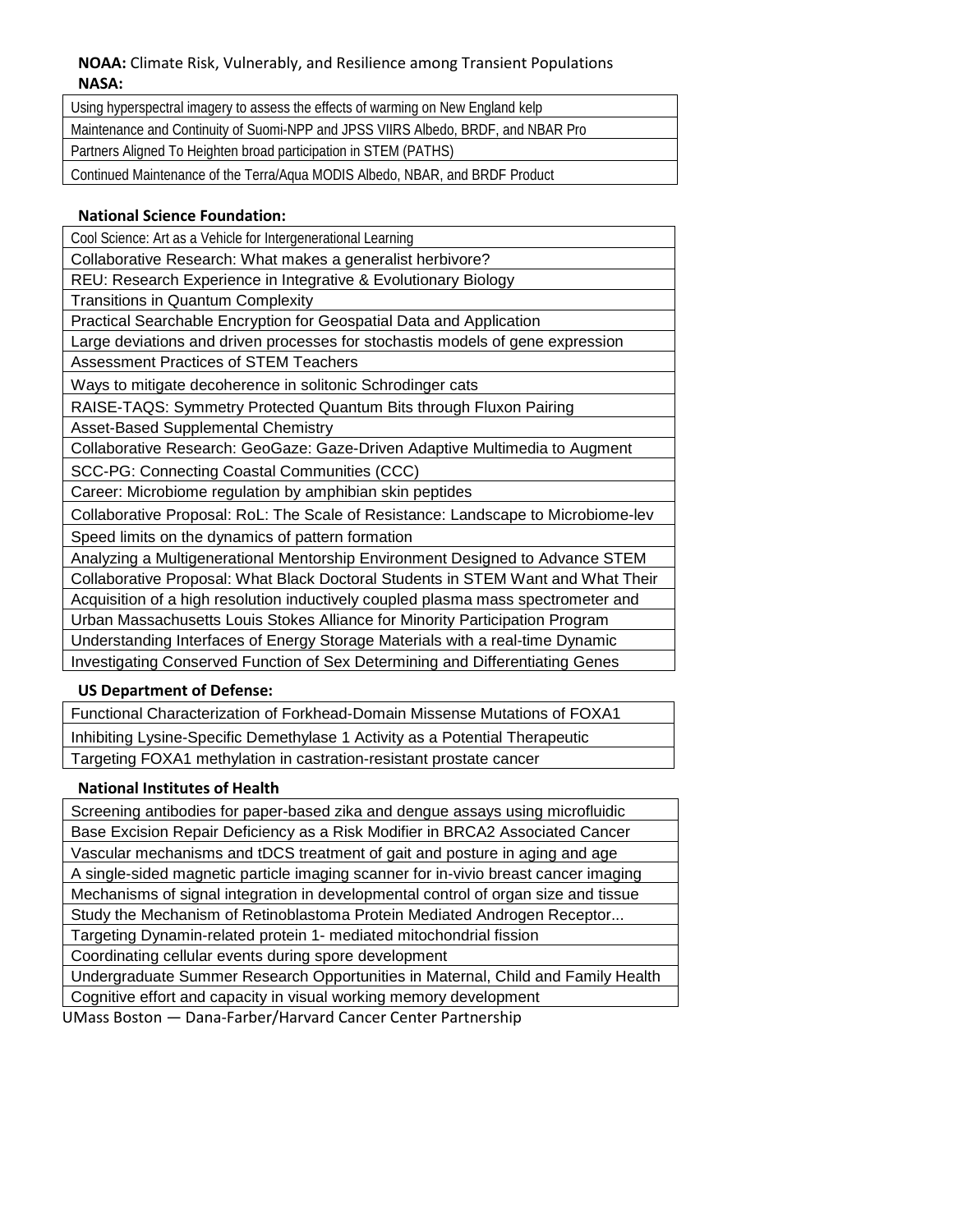**NOAA:** Climate Risk, Vulnerably, and Resilience among Transient Populations

**NASA:**

| |
|---|
| Using hyperspectral imagery to assess the effects of warming on New England kelp |
| Maintenance and Continuity of Suomi-NPP and JPSS VIIRS Albedo, BRDF, and NBAR Pro |
| Partners Aligned To Heighten broad participation in STEM (PATHS) |
| Continued Maintenance of the Terra/Aqua MODIS Albedo, NBAR, and BRDF Product |

**National Science Foundation:**

| |
|---|
| Cool Science: Art as a Vehicle for Intergenerational Learning |
| Collaborative Research: What makes a generalist herbivore? |
| REU: Research Experience in Integrative & Evolutionary Biology |
| Transitions in Quantum Complexity |
| Practical Searchable Encryption for Geospatial Data and Application |
| Large deviations and driven processes for stochastis models of gene expression |
| Assessment Practices of STEM Teachers |
| Ways to mitigate decoherence in solitonic Schrodinger cats |
| RAISE-TAQS: Symmetry Protected Quantum Bits through Fluxon Pairing |
| Asset-Based Supplemental Chemistry |
| Collaborative Research: GeoGaze: Gaze-Driven Adaptive Multimedia to Augment |
| SCC-PG: Connecting Coastal Communities (CCC) |
| Career: Microbiome regulation by amphibian skin peptides |
| Collaborative Proposal: RoL: The Scale of Resistance: Landscape to Microbiome-lev |
| Speed limits on the dynamics of pattern formation |
| Analyzing a Multigenerational Mentorship Environment Designed to Advance STEM |
| Collaborative Proposal: What Black Doctoral Students in STEM Want and What Their |
| Acquisition of a high resolution inductively coupled plasma mass spectrometer and |
| Urban Massachusetts Louis Stokes Alliance for Minority Participation Program |
| Understanding Interfaces of Energy Storage Materials with a real-time Dynamic |
| Investigating Conserved Function of Sex Determining and Differentiating Genes |

**US Department of Defense:**

| |
|---|
| Functional Characterization of Forkhead-Domain Missense Mutations of FOXA1 |
| Inhibiting Lysine-Specific Demethylase 1 Activity as a Potential Therapeutic |
| Targeting FOXA1 methylation in castration-resistant prostate cancer |

**National Institutes of Health**

| |
|---|
| Screening antibodies for paper-based zika and dengue assays using microfluidic |
| Base Excision Repair Deficiency as a Risk Modifier in BRCA2 Associated Cancer |
| Vascular mechanisms and tDCS treatment of gait and posture in aging and age |
| A single-sided magnetic particle imaging scanner for in-vivio breast cancer imaging |
| Mechanisms of signal integration in developmental control of organ size and tissue |
| Study the Mechanism of Retinoblastoma Protein Mediated Androgen Receptor... |
| Targeting Dynamin-related protein 1- mediated mitochondrial fission |
| Coordinating cellular events during spore development |
| Undergraduate Summer Research Opportunities in Maternal, Child and Family Health |
| Cognitive effort and capacity in visual working memory development |

UMass Boston — Dana-Farber/Harvard Cancer Center Partnership